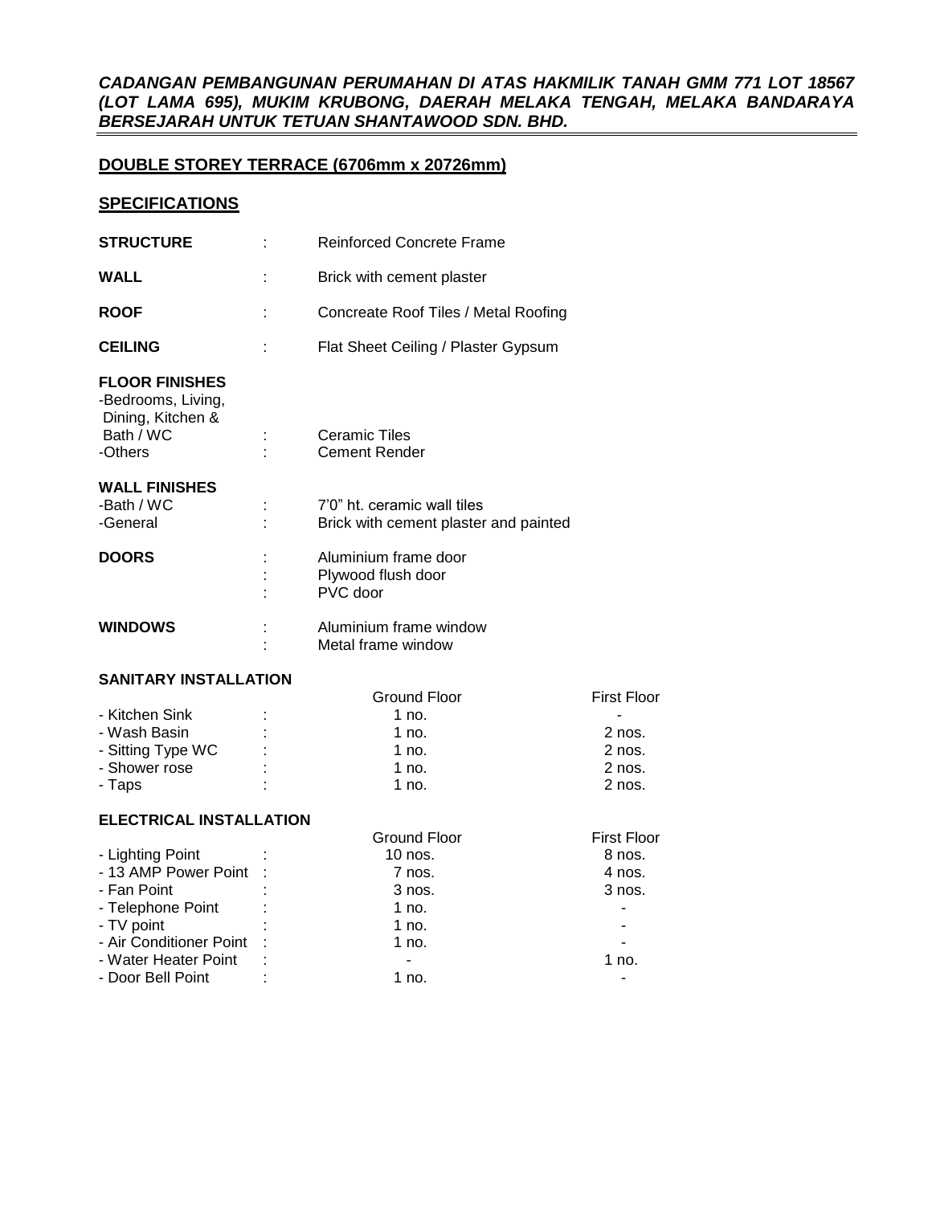***CADANGAN PEMBANGUNAN PERUMAHAN DI ATAS HAKMILIK TANAH GMM 771 LOT 18567 (LOT LAMA 695), MUKIM KRUBONG, DAERAH MELAKA TENGAH, MELAKA BANDARAYA BERSEJARAH UNTUK TETUAN SHANTAWOOD SDN. BHD.***

## DOUBLE STOREY TERRACE (6706mm x 20726mm)

## SPECIFICATIONS

**STRUCTURE** : Reinforced Concrete Frame

**WALL** : Brick with cement plaster

**ROOF** : Concreate Roof Tiles / Metal Roofing

**CEILING** : Flat Sheet Ceiling / Plaster Gypsum

**FLOOR FINISHES**
- -Bedrooms, Living, Dining, Kitchen & Bath / WC : Ceramic Tiles
- -Others : Cement Render

**WALL FINISHES**
- -Bath / WC : 7'0" ht. ceramic wall tiles
- -General : Brick with cement plaster and painted

**DOORS** :
- Aluminium frame door
- Plywood flush door
- PVC door

**WINDOWS** :
- Aluminium frame window
- Metal frame window

**SANITARY INSTALLATION**

| | | Ground Floor | First Floor |
|---|---|---|---|
| - Kitchen Sink | : | 1 no. | - |
| - Wash Basin | : | 1 no. | 2 nos. |
| - Sitting Type WC | : | 1 no. | 2 nos. |
| - Shower rose | : | 1 no. | 2 nos. |
| - Taps | : | 1 no. | 2 nos. |

**ELECTRICAL INSTALLATION**

| | | Ground Floor | First Floor |
|---|---|---|---|
| - Lighting Point | : | 10 nos. | 8 nos. |
| - 13 AMP Power Point | : | 7 nos. | 4 nos. |
| - Fan Point | : | 3 nos. | 3 nos. |
| - Telephone Point | : | 1 no. | - |
| - TV point | : | 1 no. | - |
| - Air Conditioner Point | : | 1 no. | - |
| - Water Heater Point | : | - | 1 no. |
| - Door Bell Point | : | 1 no. | - |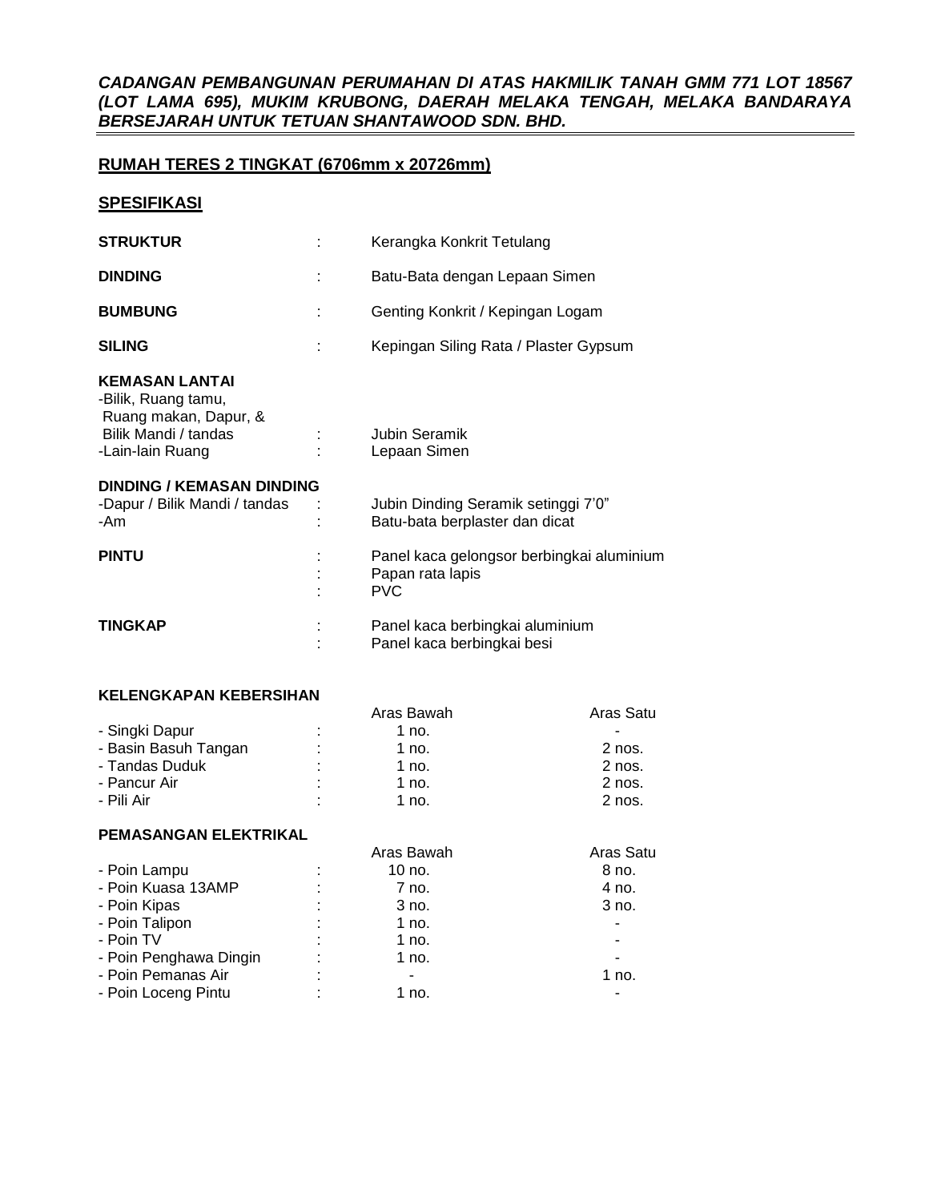***CADANGAN PEMBANGUNAN PERUMAHAN DI ATAS HAKMILIK TANAH GMM 771 LOT 18567 (LOT LAMA 695), MUKIM KRUBONG, DAERAH MELAKA TENGAH, MELAKA BANDARAYA BERSEJARAH UNTUK TETUAN SHANTAWOOD SDN. BHD.***

## RUMAH TERES 2 TINGKAT (6706mm x 20726mm)

## SPESIFIKASI

| | | |
|---|---|---|
| **STRUKTUR** | : | Kerangka Konkrit Tetulang |
| **DINDING** | : | Batu-Bata dengan Lepaan Simen |
| **BUMBUNG** | : | Genting Konkrit / Kepingan Logam |
| **SILING** | : | Kepingan Siling Rata / Plaster Gypsum |
| **KEMASAN LANTAI** | | |
| -Bilik, Ruang tamu, Ruang makan, Dapur, & Bilik Mandi / tandas | : | Jubin Seramik |
| -Lain-lain Ruang | : | Lepaan Simen |
| **DINDING / KEMASAN DINDING** | | |
| -Dapur / Bilik Mandi / tandas | : | Jubin Dinding Seramik setinggi 7'0" |
| -Am | : | Batu-bata berplaster dan dicat |
| **PINTU** | : | Panel kaca gelongsor berbingkai aluminium |
| | : | Papan rata lapis |
| | : | PVC |
| **TINGKAP** | : | Panel kaca berbingkai aluminium |
| | : | Panel kaca berbingkai besi |

**KELENGKAPAN KEBERSIHAN**

| | | Aras Bawah | Aras Satu |
|---|---|---|---|
| - Singki Dapur | : | 1 no. | - |
| - Basin Basuh Tangan | : | 1 no. | 2 nos. |
| - Tandas Duduk | : | 1 no. | 2 nos. |
| - Pancur Air | : | 1 no. | 2 nos. |
| - Pili Air | : | 1 no. | 2 nos. |

**PEMASANGAN ELEKTRIKAL**

| | | Aras Bawah | Aras Satu |
|---|---|---|---|
| - Poin Lampu | : | 10 no. | 8 no. |
| - Poin Kuasa 13AMP | : | 7 no. | 4 no. |
| - Poin Kipas | : | 3 no. | 3 no. |
| - Poin Talipon | : | 1 no. | - |
| - Poin TV | : | 1 no. | - |
| - Poin Penghawa Dingin | : | 1 no. | - |
| - Poin Pemanas Air | : | - | 1 no. |
| - Poin Loceng Pintu | : | 1 no. | - |